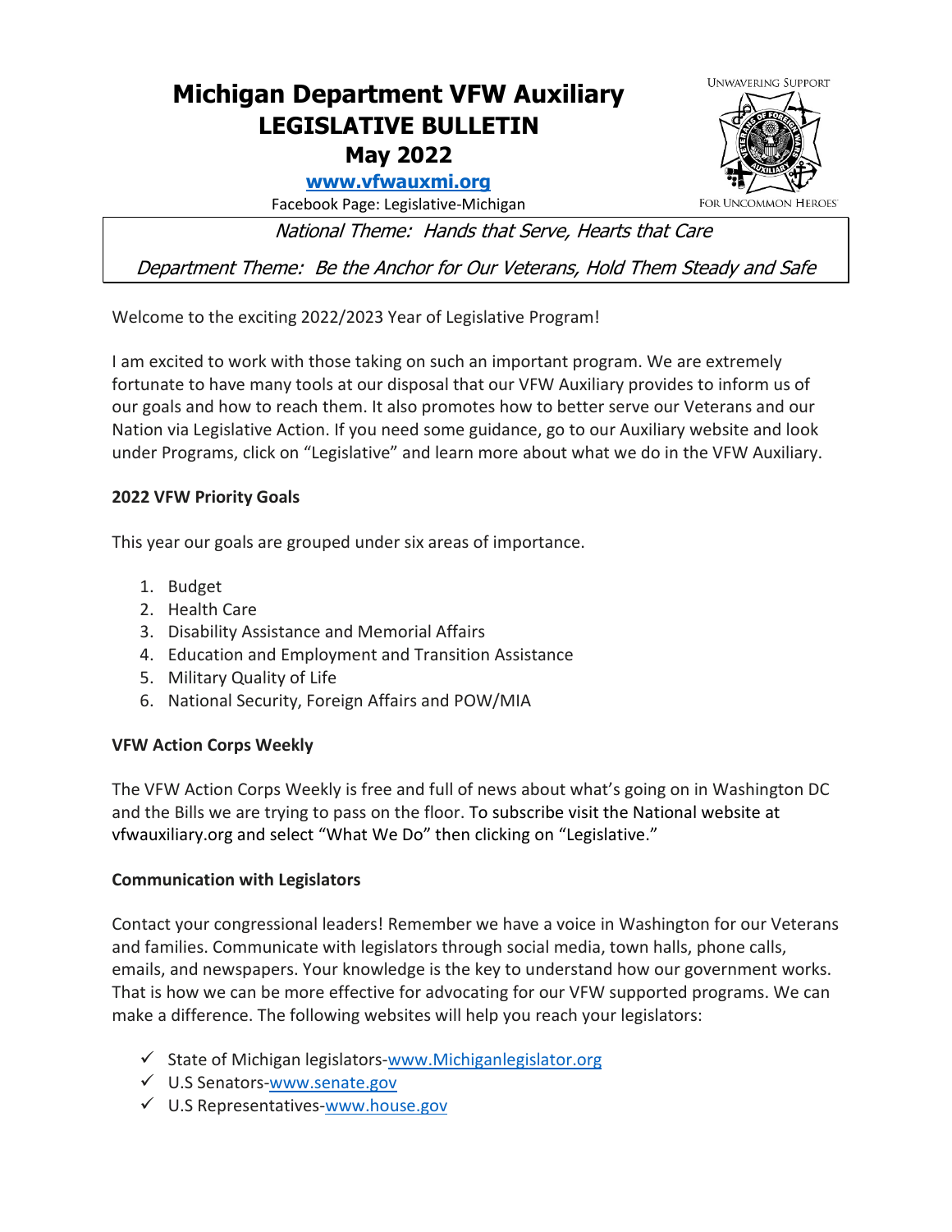# Michigan Department VFW Auxiliary
## LEGISLATIVE BULLETIN
## May 2022

**www.vfwauxmi.org**

Facebook Page: Legislative-Michigan

UNWAVERING SUPPORT FOR UNCOMMON HEROES

*National Theme: Hands that Serve, Hearts that Care*

*Department Theme: Be the Anchor for Our Veterans, Hold Them Steady and Safe*

Welcome to the exciting 2022/2023 Year of Legislative Program!

I am excited to work with those taking on such an important program. We are extremely fortunate to have many tools at our disposal that our VFW Auxiliary provides to inform us of our goals and how to reach them. It also promotes how to better serve our Veterans and our Nation via Legislative Action. If you need some guidance, go to our Auxiliary website and look under Programs, click on "Legislative" and learn more about what we do in the VFW Auxiliary.

**2022 VFW Priority Goals**

This year our goals are grouped under six areas of importance.

1. Budget
2. Health Care
3. Disability Assistance and Memorial Affairs
4. Education and Employment and Transition Assistance
5. Military Quality of Life
6. National Security, Foreign Affairs and POW/MIA

**VFW Action Corps Weekly**

The VFW Action Corps Weekly is free and full of news about what's going on in Washington DC and the Bills we are trying to pass on the floor. To subscribe visit the National website at vfwauxiliary.org and select "What We Do" then clicking on "Legislative."

**Communication with Legislators**

Contact your congressional leaders! Remember we have a voice in Washington for our Veterans and families. Communicate with legislators through social media, town halls, phone calls, emails, and newspapers. Your knowledge is the key to understand how our government works. That is how we can be more effective for advocating for our VFW supported programs. We can make a difference. The following websites will help you reach your legislators:

- ✓ State of Michigan legislators-www.Michiganlegislator.org
- ✓ U.S Senators-www.senate.gov
- ✓ U.S Representatives-www.house.gov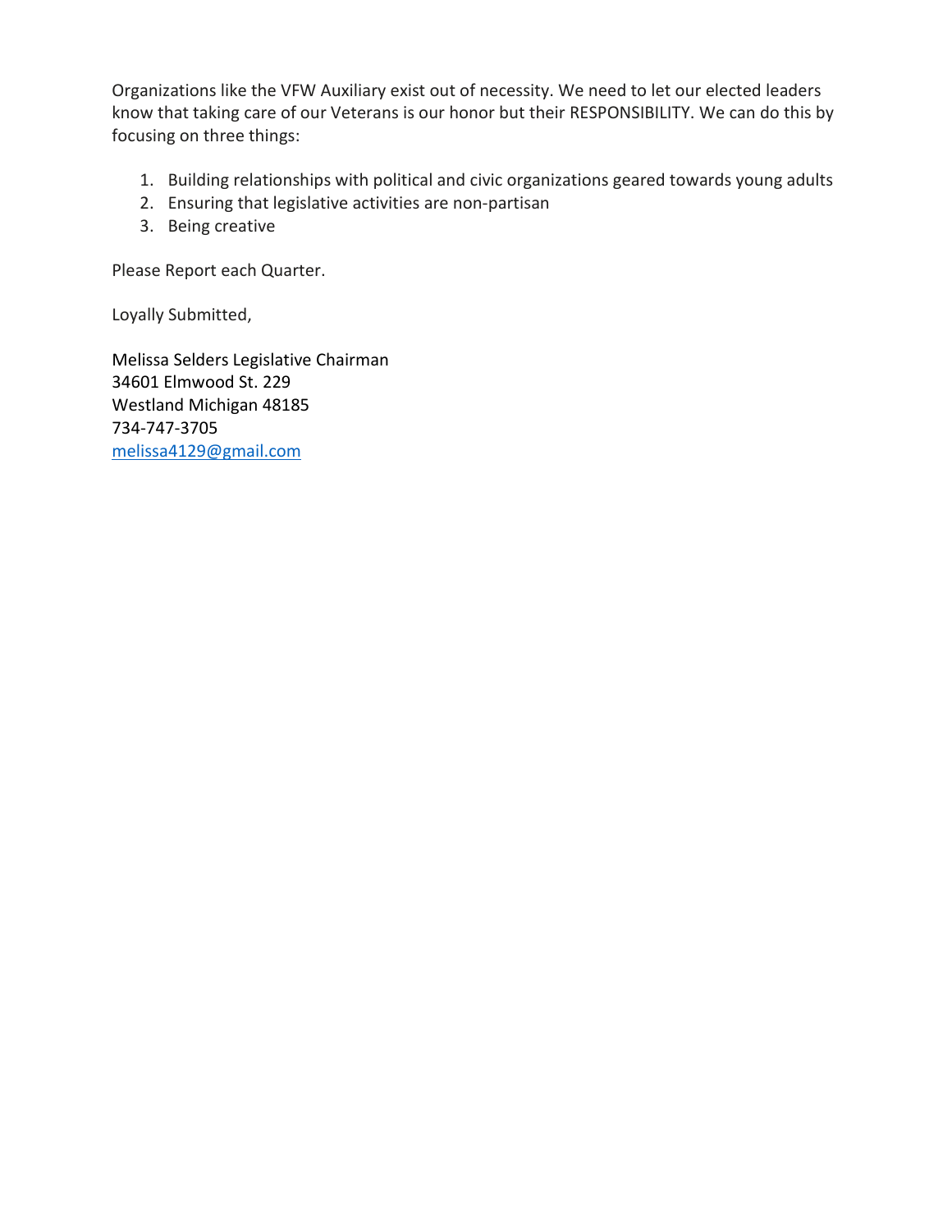Organizations like the VFW Auxiliary exist out of necessity. We need to let our elected leaders know that taking care of our Veterans is our honor but their RESPONSIBILITY. We can do this by focusing on three things:

1. Building relationships with political and civic organizations geared towards young adults
2. Ensuring that legislative activities are non-partisan
3. Being creative

Please Report each Quarter.

Loyally Submitted,

Melissa Selders Legislative Chairman
34601 Elmwood St. 229
Westland Michigan 48185
734-747-3705
melissa4129@gmail.com